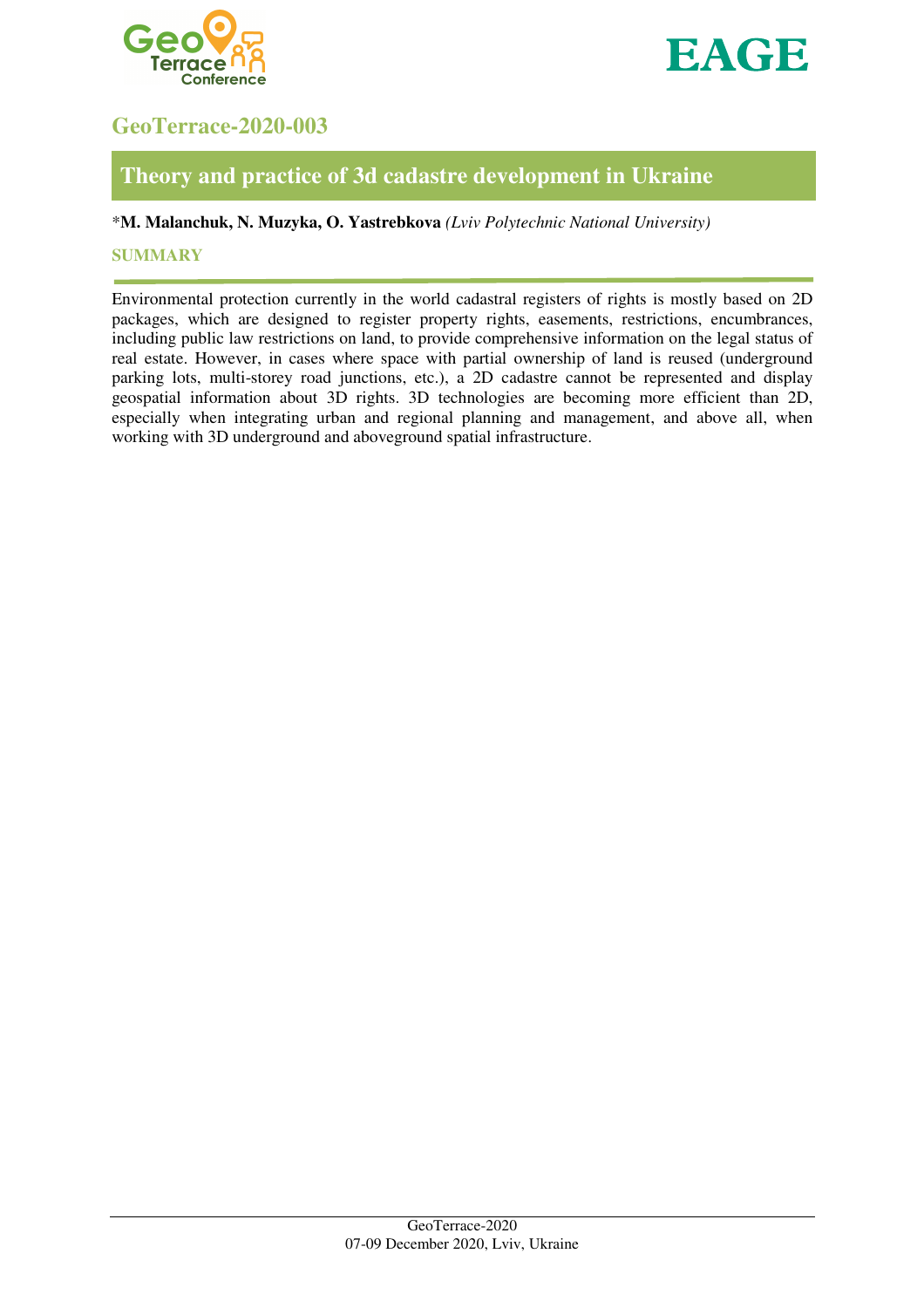## GeoTerrace-2020-003

# Theory and practice of 3d cadastre development in Ukraine

*__M. Malanchuk, N. Muzyka, O. Yastrebkova__ *(Lviv Polytechnic National University)*

### SUMMARY

Environmental protection currently in the world cadastral registers of rights is mostly based on 2D packages, which are designed to register property rights, easements, restrictions, encumbrances, including public law restrictions on land, to provide comprehensive information on the legal status of real estate. However, in cases where space with partial ownership of land is reused (underground parking lots, multi-storey road junctions, etc.), a 2D cadastre cannot be represented and display geospatial information about 3D rights. 3D technologies are becoming more efficient than 2D, especially when integrating urban and regional planning and management, and above all, when working with 3D underground and aboveground spatial infrastructure.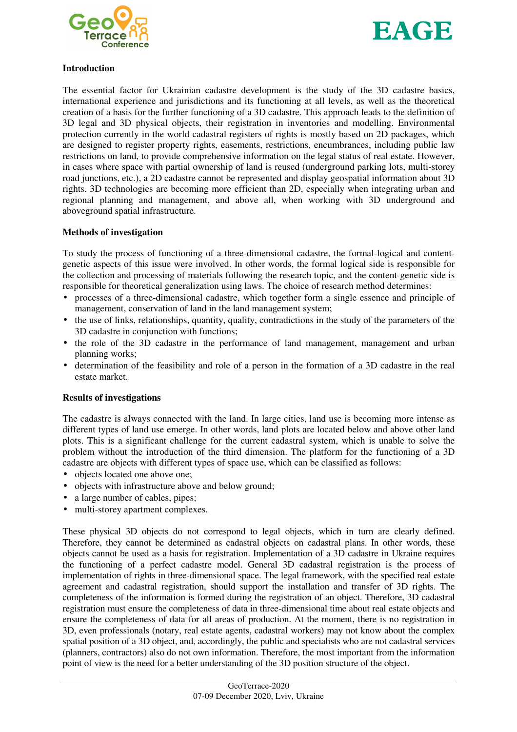## Introduction

The essential factor for Ukrainian cadastre development is the study of the 3D cadastre basics, international experience and jurisdictions and its functioning at all levels, as well as the theoretical creation of a basis for the further functioning of a 3D cadastre. This approach leads to the definition of 3D legal and 3D physical objects, their registration in inventories and modelling. Environmental protection currently in the world cadastral registers of rights is mostly based on 2D packages, which are designed to register property rights, easements, restrictions, encumbrances, including public law restrictions on land, to provide comprehensive information on the legal status of real estate. However, in cases where space with partial ownership of land is reused (underground parking lots, multi-storey road junctions, etc.), a 2D cadastre cannot be represented and display geospatial information about 3D rights. 3D technologies are becoming more efficient than 2D, especially when integrating urban and regional planning and management, and above all, when working with 3D underground and aboveground spatial infrastructure.

## Methods of investigation

To study the process of functioning of a three-dimensional cadastre, the formal-logical and content-genetic aspects of this issue were involved. In other words, the formal logical side is responsible for the collection and processing of materials following the research topic, and the content-genetic side is responsible for theoretical generalization using laws. The choice of research method determines:

- processes of a three-dimensional cadastre, which together form a single essence and principle of management, conservation of land in the land management system;
- the use of links, relationships, quantity, quality, contradictions in the study of the parameters of the 3D cadastre in conjunction with functions;
- the role of the 3D cadastre in the performance of land management, management and urban planning works;
- determination of the feasibility and role of a person in the formation of a 3D cadastre in the real estate market.

## Results of investigations

The cadastre is always connected with the land. In large cities, land use is becoming more intense as different types of land use emerge. In other words, land plots are located below and above other land plots. This is a significant challenge for the current cadastral system, which is unable to solve the problem without the introduction of the third dimension. The platform for the functioning of a 3D cadastre are objects with different types of space use, which can be classified as follows:

- objects located one above one;
- objects with infrastructure above and below ground;
- a large number of cables, pipes;
- multi-storey apartment complexes.

These physical 3D objects do not correspond to legal objects, which in turn are clearly defined. Therefore, they cannot be determined as cadastral objects on cadastral plans. In other words, these objects cannot be used as a basis for registration. Implementation of a 3D cadastre in Ukraine requires the functioning of a perfect cadastre model. General 3D cadastral registration is the process of implementation of rights in three-dimensional space. The legal framework, with the specified real estate agreement and cadastral registration, should support the installation and transfer of 3D rights. The completeness of the information is formed during the registration of an object. Therefore, 3D cadastral registration must ensure the completeness of data in three-dimensional time about real estate objects and ensure the completeness of data for all areas of production. At the moment, there is no registration in 3D, even professionals (notary, real estate agents, cadastral workers) may not know about the complex spatial position of a 3D object, and, accordingly, the public and specialists who are not cadastral services (planners, contractors) also do not own information. Therefore, the most important from the information point of view is the need for a better understanding of the 3D position structure of the object.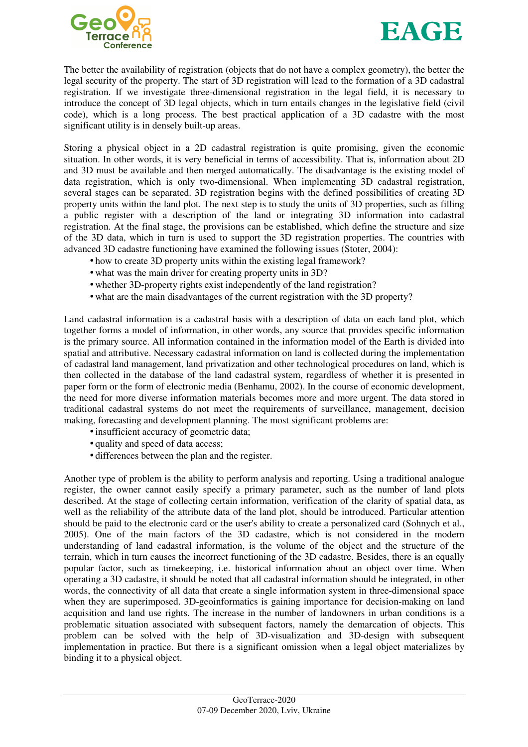The better the availability of registration (objects that do not have a complex geometry), the better the legal security of the property. The start of 3D registration will lead to the formation of a 3D cadastral registration. If we investigate three-dimensional registration in the legal field, it is necessary to introduce the concept of 3D legal objects, which in turn entails changes in the legislative field (civil code), which is a long process. The best practical application of a 3D cadastre with the most significant utility is in densely built-up areas.

Storing a physical object in a 2D cadastral registration is quite promising, given the economic situation. In other words, it is very beneficial in terms of accessibility. That is, information about 2D and 3D must be available and then merged automatically. The disadvantage is the existing model of data registration, which is only two-dimensional. When implementing 3D cadastral registration, several stages can be separated. 3D registration begins with the defined possibilities of creating 3D property units within the land plot. The next step is to study the units of 3D properties, such as filling a public register with a description of the land or integrating 3D information into cadastral registration. At the final stage, the provisions can be established, which define the structure and size of the 3D data, which in turn is used to support the 3D registration properties. The countries with advanced 3D cadastre functioning have examined the following issues (Stoter, 2004):

- how to create 3D property units within the existing legal framework?
- what was the main driver for creating property units in 3D?
- whether 3D-property rights exist independently of the land registration?
- what are the main disadvantages of the current registration with the 3D property?

Land cadastral information is a cadastral basis with a description of data on each land plot, which together forms a model of information, in other words, any source that provides specific information is the primary source. All information contained in the information model of the Earth is divided into spatial and attributive. Necessary cadastral information on land is collected during the implementation of cadastral land management, land privatization and other technological procedures on land, which is then collected in the database of the land cadastral system, regardless of whether it is presented in paper form or the form of electronic media (Benhamu, 2002). In the course of economic development, the need for more diverse information materials becomes more and more urgent. The data stored in traditional cadastral systems do not meet the requirements of surveillance, management, decision making, forecasting and development planning. The most significant problems are:

- insufficient accuracy of geometric data;
- quality and speed of data access;
- differences between the plan and the register.

Another type of problem is the ability to perform analysis and reporting. Using a traditional analogue register, the owner cannot easily specify a primary parameter, such as the number of land plots described. At the stage of collecting certain information, verification of the clarity of spatial data, as well as the reliability of the attribute data of the land plot, should be introduced. Particular attention should be paid to the electronic card or the user's ability to create a personalized card (Sohnych et al., 2005). One of the main factors of the 3D cadastre, which is not considered in the modern understanding of land cadastral information, is the volume of the object and the structure of the terrain, which in turn causes the incorrect functioning of the 3D cadastre. Besides, there is an equally popular factor, such as timekeeping, i.e. historical information about an object over time. When operating a 3D cadastre, it should be noted that all cadastral information should be integrated, in other words, the connectivity of all data that create a single information system in three-dimensional space when they are superimposed. 3D-geoinformatics is gaining importance for decision-making on land acquisition and land use rights. The increase in the number of landowners in urban conditions is a problematic situation associated with subsequent factors, namely the demarcation of objects. This problem can be solved with the help of 3D-visualization and 3D-design with subsequent implementation in practice. But there is a significant omission when a legal object materializes by binding it to a physical object.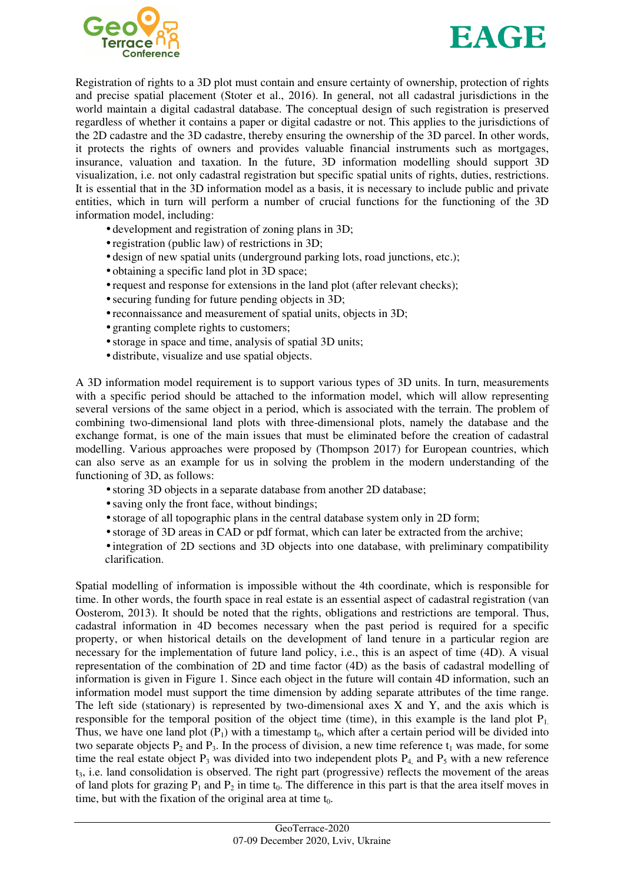Registration of rights to a 3D plot must contain and ensure certainty of ownership, protection of rights and precise spatial placement (Stoter et al., 2016). In general, not all cadastral jurisdictions in the world maintain a digital cadastral database. The conceptual design of such registration is preserved regardless of whether it contains a paper or digital cadastre or not. This applies to the jurisdictions of the 2D cadastre and the 3D cadastre, thereby ensuring the ownership of the 3D parcel. In other words, it protects the rights of owners and provides valuable financial instruments such as mortgages, insurance, valuation and taxation. In the future, 3D information modelling should support 3D visualization, i.e. not only cadastral registration but specific spatial units of rights, duties, restrictions. It is essential that in the 3D information model as a basis, it is necessary to include public and private entities, which in turn will perform a number of crucial functions for the functioning of the 3D information model, including:

- development and registration of zoning plans in 3D;
- registration (public law) of restrictions in 3D;
- design of new spatial units (underground parking lots, road junctions, etc.);
- obtaining a specific land plot in 3D space;
- request and response for extensions in the land plot (after relevant checks);
- securing funding for future pending objects in 3D;
- reconnaissance and measurement of spatial units, objects in 3D;
- granting complete rights to customers;
- storage in space and time, analysis of spatial 3D units;
- distribute, visualize and use spatial objects.

A 3D information model requirement is to support various types of 3D units. In turn, measurements with a specific period should be attached to the information model, which will allow representing several versions of the same object in a period, which is associated with the terrain. The problem of combining two-dimensional land plots with three-dimensional plots, namely the database and the exchange format, is one of the main issues that must be eliminated before the creation of cadastral modelling. Various approaches were proposed by (Thompson 2017) for European countries, which can also serve as an example for us in solving the problem in the modern understanding of the functioning of 3D, as follows:

- storing 3D objects in a separate database from another 2D database;
- saving only the front face, without bindings;
- storage of all topographic plans in the central database system only in 2D form;
- storage of 3D areas in CAD or pdf format, which can later be extracted from the archive;
- integration of 2D sections and 3D objects into one database, with preliminary compatibility clarification.

Spatial modelling of information is impossible without the 4th coordinate, which is responsible for time. In other words, the fourth space in real estate is an essential aspect of cadastral registration (van Oosterom, 2013). It should be noted that the rights, obligations and restrictions are temporal. Thus, cadastral information in 4D becomes necessary when the past period is required for a specific property, or when historical details on the development of land tenure in a particular region are necessary for the implementation of future land policy, i.e., this is an aspect of time (4D). A visual representation of the combination of 2D and time factor (4D) as the basis of cadastral modelling of information is given in Figure 1. Since each object in the future will contain 4D information, such an information model must support the time dimension by adding separate attributes of the time range. The left side (stationary) is represented by two-dimensional axes X and Y, and the axis which is responsible for the temporal position of the object time (time), in this example is the land plot $P_1$. Thus, we have one land plot ($P_1$) with a timestamp $t_0$, which after a certain period will be divided into two separate objects $P_2$ and $P_3$. In the process of division, a new time reference $t_1$ was made, for some time the real estate object $P_3$ was divided into two independent plots $P_4$, and $P_5$ with a new reference $t_3$, i.e. land consolidation is observed. The right part (progressive) reflects the movement of the areas of land plots for grazing $P_1$ and $P_2$ in time $t_0$. The difference in this part is that the area itself moves in time, but with the fixation of the original area at time $t_0$.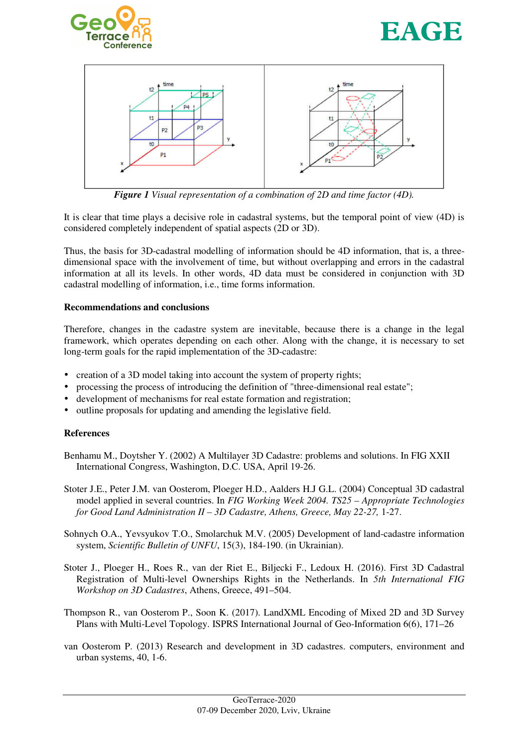time
t2
P5
P4
t1
P2
P3
t0
y
P1
x

time
t2
t1
t0
y
P1
P2
x

***Figure 1*** *Visual representation of a combination of 2D and time factor (4D).*

It is clear that time plays a decisive role in cadastral systems, but the temporal point of view (4D) is considered completely independent of spatial aspects (2D or 3D).

Thus, the basis for 3D-cadastral modelling of information should be 4D information, that is, a three-dimensional space with the involvement of time, but without overlapping and errors in the cadastral information at all its levels. In other words, 4D data must be considered in conjunction with 3D cadastral modelling of information, i.e., time forms information.

**Recommendations and conclusions**

Therefore, changes in the cadastre system are inevitable, because there is a change in the legal framework, which operates depending on each other. Along with the change, it is necessary to set long-term goals for the rapid implementation of the 3D-cadastre:

- creation of a 3D model taking into account the system of property rights;
- processing the process of introducing the definition of "three-dimensional real estate";
- development of mechanisms for real estate formation and registration;
- outline proposals for updating and amending the legislative field.

**References**

Benhamu M., Doytsher Y. (2002) A Multilayer 3D Cadastre: problems and solutions. In FIG XXII International Congress, Washington, D.C. USA, April 19-26.

Stoter J.E., Peter J.M. van Oosterom, Ploeger H.D., Aalders H.J G.L. (2004) Conceptual 3D cadastral model applied in several countries. In *FIG Working Week 2004. TS25 – Appropriate Technologies for Good Land Administration II – 3D Cadastre, Athens, Greece, May 22-27,* 1-27.

Sohnych O.A., Yevsyukov T.O., Smolarchuk M.V. (2005) Development of land-cadastre information system, *Scientific Bulletin of UNFU*, 15(3), 184-190. (in Ukrainian).

Stoter J., Ploeger H., Roes R., van der Riet E., Biljecki F., Ledoux H. (2016). First 3D Cadastral Registration of Multi-level Ownerships Rights in the Netherlands. In *5th International FIG Workshop on 3D Cadastres*, Athens, Greece, 491–504.

Thompson R., van Oosterom P., Soon K. (2017). LandXML Encoding of Mixed 2D and 3D Survey Plans with Multi-Level Topology. ISPRS International Journal of Geo-Information 6(6), 171–26

van Oosterom P. (2013) Research and development in 3D cadastres. computers, environment and urban systems, 40, 1-6.